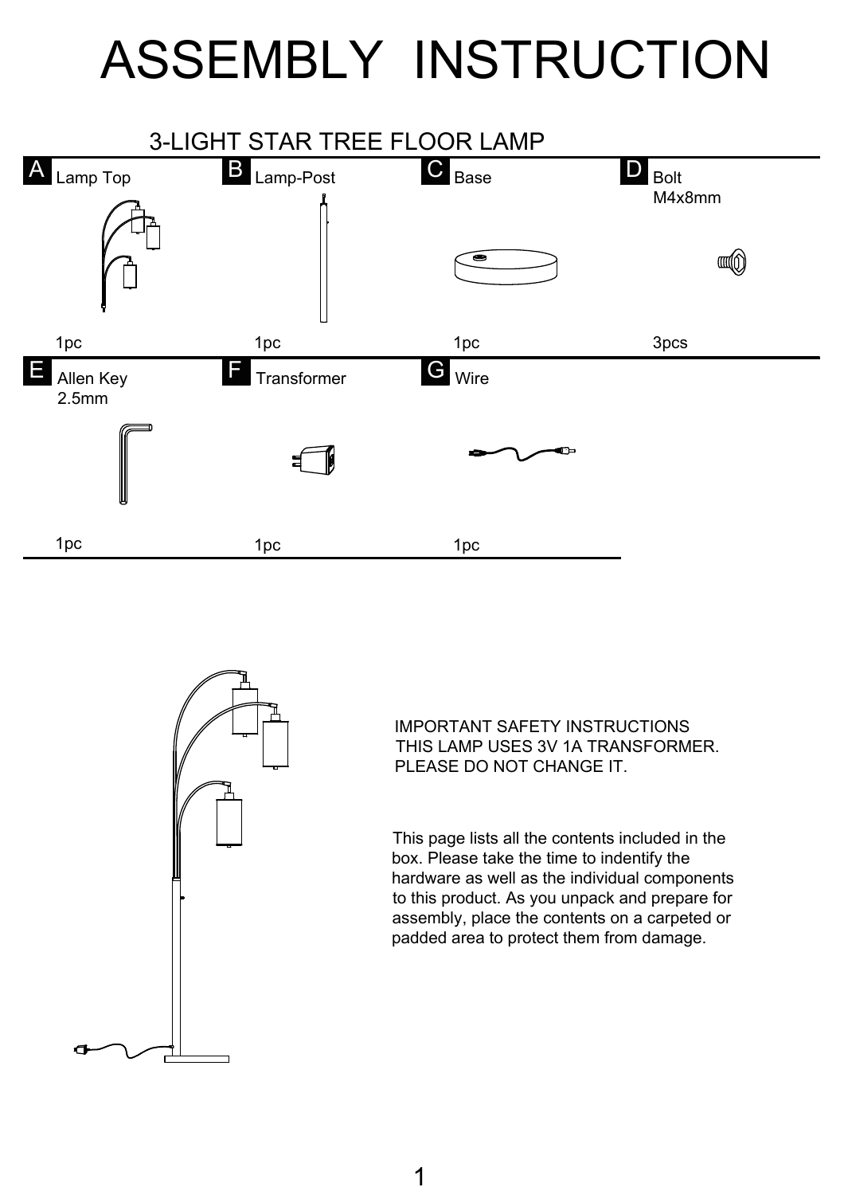# ASSEMBLY INSTRUCTION

## 3-LIGHT STAR TREE FLOOR LAMP

| | Part | Quantity |
|---|---|---|
| A | Lamp Top | 1pc |
| B | Lamp-Post | 1pc |
| C | Base | 1pc |
| D | Bolt M4x8mm | 3pcs |
| E | Allen Key 2.5mm | 1pc |
| F | Transformer | 1pc |
| G | Wire | 1pc |

IMPORTANT SAFETY INSTRUCTIONS
THIS LAMP USES 3V 1A TRANSFORMER.
PLEASE DO NOT CHANGE IT.

This page lists all the contents included in the box. Please take the time to indentify the hardware as well as the individual components to this product. As you unpack and prepare for assembly, place the contents on a carpeted or padded area to protect them from damage.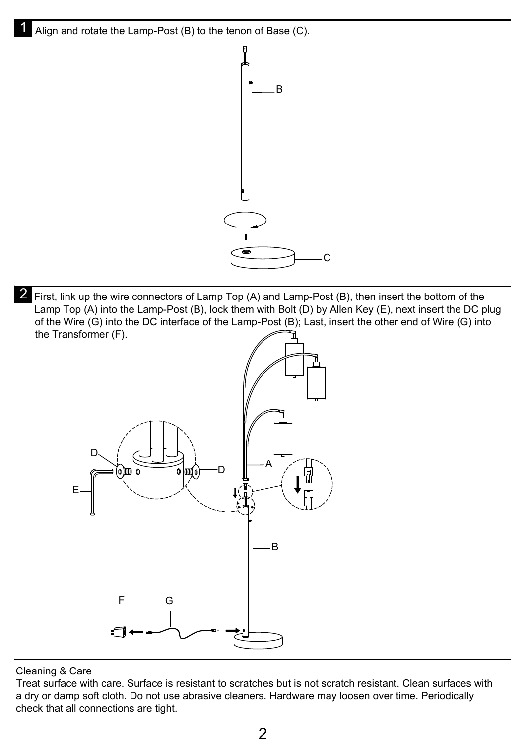**1** Align and rotate the Lamp-Post (B) to the tenon of Base (C).

B

C

**2** First, link up the wire connectors of Lamp Top (A) and Lamp-Post (B), then insert the bottom of the Lamp Top (A) into the Lamp-Post (B), lock them with Bolt (D) by Allen Key (E), next insert the DC plug of the Wire (G) into the DC interface of the Lamp-Post (B); Last, insert the other end of Wire (G) into the Transformer (F).

D

D

A

E

B

F

G

Cleaning & Care

Treat surface with care. Surface is resistant to scratches but is not scratch resistant. Clean surfaces with a dry or damp soft cloth. Do not use abrasive cleaners. Hardware may loosen over time. Periodically check that all connections are tight.